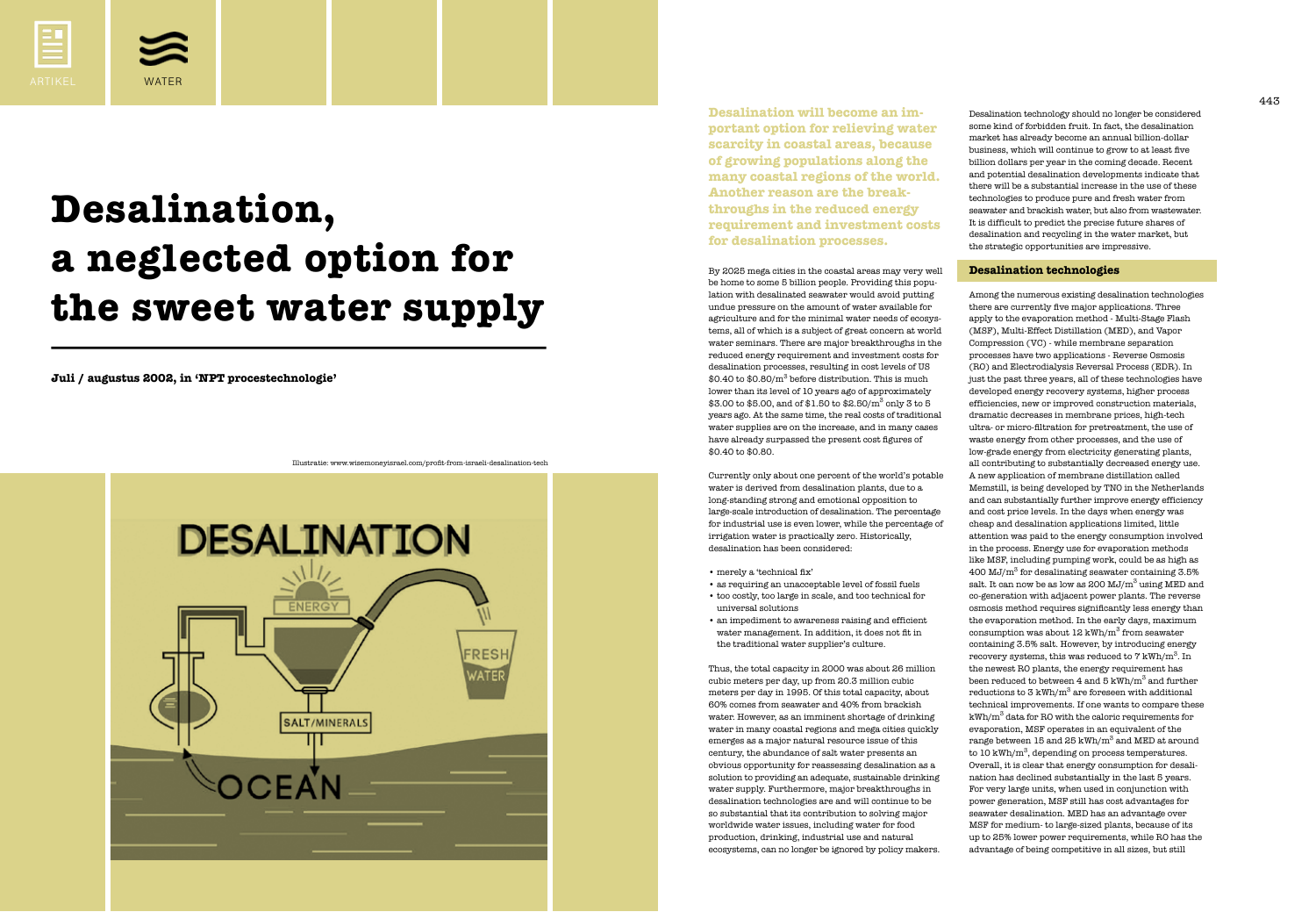# Desalination, a neglected option for the sweet water supply

**Juli / augustus 2002, in 'NPT procestechnologie'**

Illustratie: www.wisemoneyisrael.com/profit-from-israeli-desalination-tech

**Desalination will become an important option for relieving water scarcity in coastal areas, because of growing populations along the many coastal regions of the world. Another reason are the breakthroughs in the reduced energy requirement and investment costs for desalination processes.**

By 2025 mega cities in the coastal areas may very well be home to some 5 billion people. Providing this population with desalinated seawater would avoid putting undue pressure on the amount of water available for agriculture and for the minimal water needs of ecosystems, all of which is a subject of great concern at world water seminars. There are major breakthroughs in the reduced energy requirement and investment costs for desalination processes, resulting in cost levels of US \$0.40 to \$0.80/m$^3$ before distribution. This is much lower than its level of 10 years ago of approximately \$3.00 to \$5.00, and of \$1.50 to \$2.50/m$^3$ only 3 to 5 years ago. At the same time, the real costs of traditional water supplies are on the increase, and in many cases have already surpassed the present cost figures of \$0.40 to \$0.80.

Currently only about one percent of the world's potable water is derived from desalination plants, due to a long-standing strong and emotional opposition to large-scale introduction of desalination. The percentage for industrial use is even lower, while the percentage of irrigation water is practically zero. Historically, desalination has been considered:

- merely a 'technical fix'
- as requiring an unacceptable level of fossil fuels
- too costly, too large in scale, and too technical for universal solutions
- an impediment to awareness raising and efficient water management. In addition, it does not fit in the traditional water supplier's culture.

Thus, the total capacity in 2000 was about 26 million cubic meters per day, up from 20.3 million cubic meters per day in 1995. Of this total capacity, about 60% comes from seawater and 40% from brackish water. However, as an imminent shortage of drinking water in many coastal regions and mega cities quickly emerges as a major natural resource issue of this century, the abundance of salt water presents an obvious opportunity for reassessing desalination as a solution to providing an adequate, sustainable drinking water supply. Furthermore, major breakthroughs in desalination technologies are and will continue to be so substantial that its contribution to solving major worldwide water issues, including water for food production, drinking, industrial use and natural ecosystems, can no longer be ignored by policy makers.

Desalination technology should no longer be considered some kind of forbidden fruit. In fact, the desalination market has already become an annual billion-dollar business, which will continue to grow to at least five billion dollars per year in the coming decade. Recent and potential desalination developments indicate that there will be a substantial increase in the use of these technologies to produce pure and fresh water from seawater and brackish water, but also from wastewater. It is difficult to predict the precise future shares of desalination and recycling in the water market, but the strategic opportunities are impressive.

## Desalination technologies

Among the numerous existing desalination technologies there are currently five major applications. Three apply to the evaporation method - Multi-Stage Flash (MSF), Multi-Effect Distillation (MED), and Vapor Compression (VC) - while membrane separation processes have two applications - Reverse Osmosis (RO) and Electrodialysis Reversal Process (EDR). In just the past three years, all of these technologies have developed energy recovery systems, higher process efficiencies, new or improved construction materials, dramatic decreases in membrane prices, high-tech ultra- or micro-filtration for pretreatment, the use of waste energy from other processes, and the use of low-grade energy from electricity generating plants, all contributing to substantially decreased energy use. A new application of membrane distillation called Memstill, is being developed by TNO in the Netherlands and can substantially further improve energy efficiency and cost price levels. In the days when energy was cheap and desalination applications limited, little attention was paid to the energy consumption involved in the process. Energy use for evaporation methods like MSF, including pumping work, could be as high as 400 MJ/m$^3$ for desalinating seawater containing 3.5% salt. It can now be as low as 200 MJ/m$^3$ using MED and co-generation with adjacent power plants. The reverse osmosis method requires significantly less energy than the evaporation method. In the early days, maximum consumption was about 12 kWh/m$^3$ from seawater containing 3.5% salt. However, by introducing energy recovery systems, this was reduced to 7 kWh/m$^3$. In the newest RO plants, the energy requirement has been reduced to between 4 and 5 kWh/m$^3$ and further reductions to 3 kWh/m$^3$ are foreseen with additional technical improvements. If one wants to compare these kWh/m$^3$ data for RO with the caloric requirements for evaporation, MSF operates in an equivalent of the range between 15 and 25 kWh/m$^3$ and MED at around to 10 kWh/m$^3$, depending on process temperatures. Overall, it is clear that energy consumption for desalination has declined substantially in the last 5 years. For very large units, when used in conjunction with power generation, MSF still has cost advantages for seawater desalination. MED has an advantage over MSF for medium- to large-sized plants, because of its up to 25% lower power requirements, while RO has the advantage of being competitive in all sizes, but still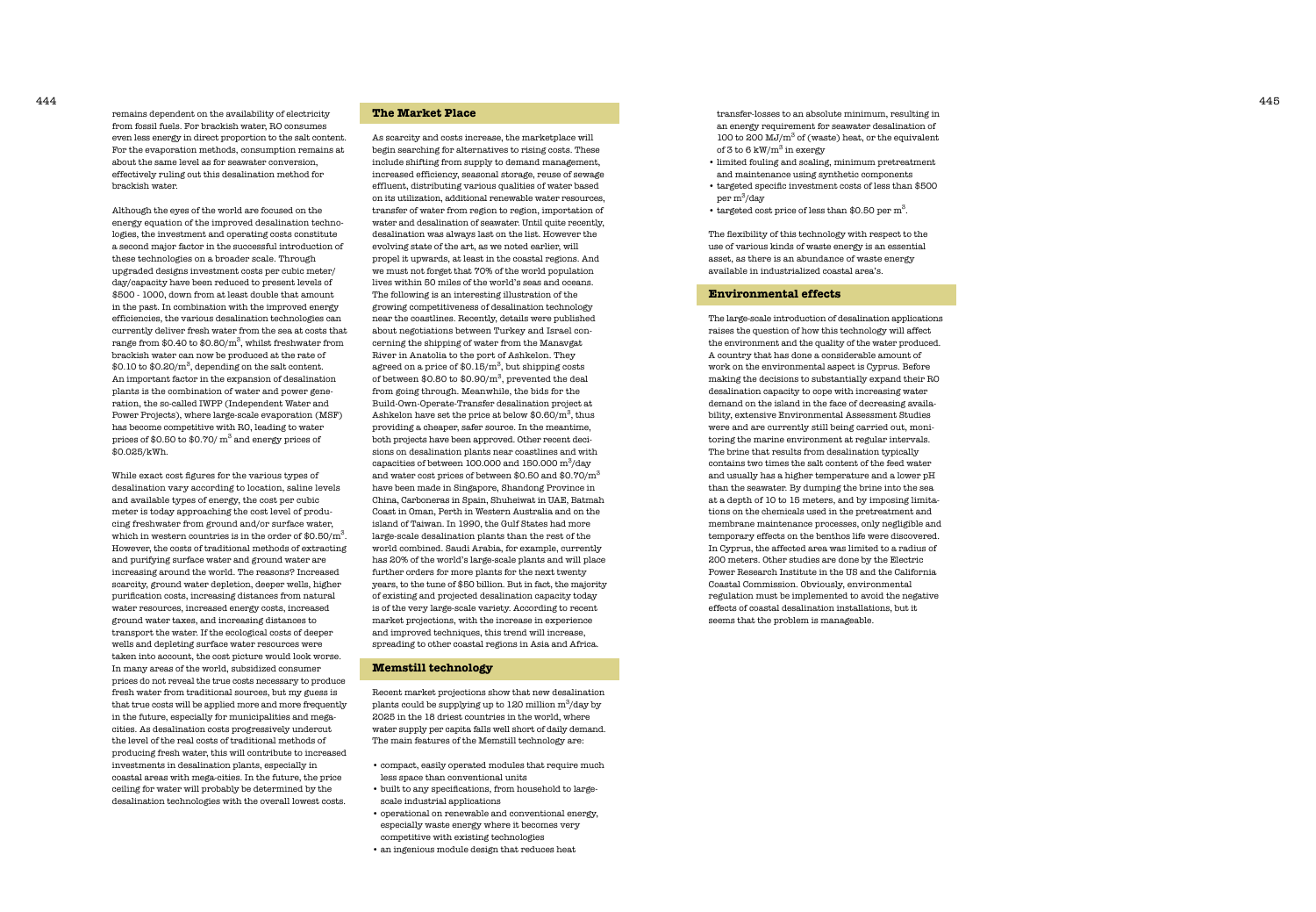remains dependent on the availability of electricity from fossil fuels. For brackish water, RO consumes even less energy in direct proportion to the salt content. For the evaporation methods, consumption remains at about the same level as for seawater conversion, effectively ruling out this desalination method for brackish water.

Although the eyes of the world are focused on the energy equation of the improved desalination technologies, the investment and operating costs constitute a second major factor in the successful introduction of these technologies on a broader scale. Through upgraded designs investment costs per cubic meter/day/capacity have been reduced to present levels of \$500 - 1000, down from at least double that amount in the past. In combination with the improved energy efficiencies, the various desalination technologies can currently deliver fresh water from the sea at costs that range from \$0.40 to \$0.80/$m^3$, whilst freshwater from brackish water can now be produced at the rate of \$0.10 to \$0.20/$m^3$, depending on the salt content. An important factor in the expansion of desalination plants is the combination of water and power generation, the so-called IWPP (Independent Water and Power Projects), where large-scale evaporation (MSF) has become competitive with RO, leading to water prices of \$0.50 to \$0.70/ $m^3$ and energy prices of \$0.025/kWh.

While exact cost figures for the various types of desalination vary according to location, saline levels and available types of energy, the cost per cubic meter is today approaching the cost level of producing freshwater from ground and/or surface water, which in western countries is in the order of \$0.50/$m^3$. However, the costs of traditional methods of extracting and purifying surface water and ground water are increasing around the world. The reasons? Increased scarcity, ground water depletion, deeper wells, higher purification costs, increasing distances from natural water resources, increased energy costs, increased ground water taxes, and increasing distances to transport the water. If the ecological costs of deeper wells and depleting surface water resources were taken into account, the cost picture would look worse. In many areas of the world, subsidized consumer prices do not reveal the true costs necessary to produce fresh water from traditional sources, but my guess is that true costs will be applied more and more frequently in the future, especially for municipalities and megacities. As desalination costs progressively undercut the level of the real costs of traditional methods of producing fresh water, this will contribute to increased investments in desalination plants, especially in coastal areas with mega-cities. In the future, the price ceiling for water will probably be determined by the desalination technologies with the overall lowest costs.

## The Market Place

As scarcity and costs increase, the marketplace will begin searching for alternatives to rising costs. These include shifting from supply to demand management, increased efficiency, seasonal storage, reuse of sewage effluent, distributing various qualities of water based on its utilization, additional renewable water resources, transfer of water from region to region, importation of water and desalination of seawater. Until quite recently, desalination was always last on the list. However the evolving state of the art, as we noted earlier, will propel it upwards, at least in the coastal regions. And we must not forget that 70% of the world population lives within 50 miles of the world's seas and oceans. The following is an interesting illustration of the growing competitiveness of desalination technology near the coastlines. Recently, details were published about negotiations between Turkey and Israel concerning the shipping of water from the Manavgat River in Anatolia to the port of Ashkelon. They agreed on a price of \$0.15/$m^3$, but shipping costs of between \$0.80 to \$0.90/$m^3$, prevented the deal from going through. Meanwhile, the bids for the Build-Own-Operate-Transfer desalination project at Ashkelon have set the price at below \$0.60/$m^3$, thus providing a cheaper, safer source. In the meantime, both projects have been approved. Other recent decisions on desalination plants near coastlines and with capacities of between 100.000 and 150.000 $m^3$/day and water cost prices of between \$0.50 and \$0.70/$m^3$ have been made in Singapore, Shandong Province in China, Carboneras in Spain, Shuheiwat in UAE, Batmah Coast in Oman, Perth in Western Australia and on the island of Taiwan. In 1990, the Gulf States had more large-scale desalination plants than the rest of the world combined. Saudi Arabia, for example, currently has 20% of the world's large-scale plants and will place further orders for more plants for the next twenty years, to the tune of \$50 billion. But in fact, the majority of existing and projected desalination capacity today is of the very large-scale variety. According to recent market projections, with the increase in experience and improved techniques, this trend will increase, spreading to other coastal regions in Asia and Africa.

## Memstill technology

Recent market projections show that new desalination plants could be supplying up to 120 million $m^3$/day by 2025 in the 18 driest countries in the world, where water supply per capita falls well short of daily demand. The main features of the Memstill technology are:

- compact, easily operated modules that require much less space than conventional units
- built to any specifications, from household to large-scale industrial applications
- operational on renewable and conventional energy, especially waste energy where it becomes very competitive with existing technologies
- an ingenious module design that reduces heat transfer-losses to an absolute minimum, resulting in an energy requirement for seawater desalination of 100 to 200 MJ/$m^3$ of (waste) heat, or the equivalent of 3 to 6 kW/$m^3$ in exergy
- limited fouling and scaling, minimum pretreatment and maintenance using synthetic components
- targeted specific investment costs of less than \$500 per $m^3$/day
- targeted cost price of less than \$0.50 per $m^3$.

The flexibility of this technology with respect to the use of various kinds of waste energy is an essential asset, as there is an abundance of waste energy available in industrialized coastal area's.

## Environmental effects

The large-scale introduction of desalination applications raises the question of how this technology will affect the environment and the quality of the water produced. A country that has done a considerable amount of work on the environmental aspect is Cyprus. Before making the decisions to substantially expand their RO desalination capacity to cope with increasing water demand on the island in the face of decreasing availability, extensive Environmental Assessment Studies were and are currently still being carried out, monitoring the marine environment at regular intervals. The brine that results from desalination typically contains two times the salt content of the feed water and usually has a higher temperature and a lower pH than the seawater. By dumping the brine into the sea at a depth of 10 to 15 meters, and by imposing limitations on the chemicals used in the pretreatment and membrane maintenance processes, only negligible and temporary effects on the benthos life were discovered. In Cyprus, the affected area was limited to a radius of 200 meters. Other studies are done by the Electric Power Research Institute in the US and the California Coastal Commission. Obviously, environmental regulation must be implemented to avoid the negative effects of coastal desalination installations, but it seems that the problem is manageable.